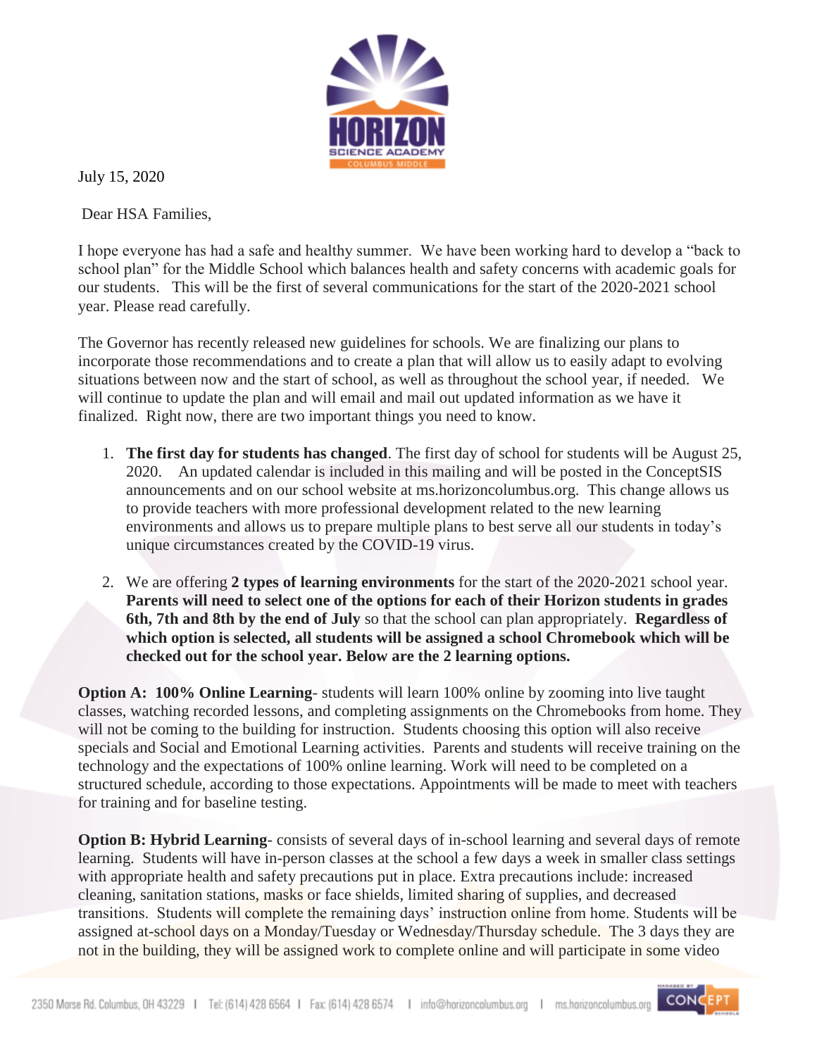July 15, 2020

Dear HSA Families,

I hope everyone has had a safe and healthy summer. We have been working hard to develop a "back to school plan" for the Middle School which balances health and safety concerns with academic goals for our students. This will be the first of several communications for the start of the 2020-2021 school year. Please read carefully.

The Governor has recently released new guidelines for schools. We are finalizing our plans to incorporate those recommendations and to create a plan that will allow us to easily adapt to evolving situations between now and the start of school, as well as throughout the school year, if needed. We will continue to update the plan and will email and mail out updated information as we have it finalized. Right now, there are two important things you need to know.

1. **The first day for students has changed**. The first day of school for students will be August 25, 2020. An updated calendar is included in this mailing and will be posted in the ConceptSIS announcements and on our school website at ms.horizoncolumbus.org. This change allows us to provide teachers with more professional development related to the new learning environments and allows us to prepare multiple plans to best serve all our students in today's unique circumstances created by the COVID-19 virus.

2. We are offering **2 types of learning environments** for the start of the 2020-2021 school year. **Parents will need to select one of the options for each of their Horizon students in grades 6th, 7th and 8th by the end of July** so that the school can plan appropriately. **Regardless of which option is selected, all students will be assigned a school Chromebook which will be checked out for the school year. Below are the 2 learning options.**

**Option A: 100% Online Learning**- students will learn 100% online by zooming into live taught classes, watching recorded lessons, and completing assignments on the Chromebooks from home. They will not be coming to the building for instruction. Students choosing this option will also receive specials and Social and Emotional Learning activities. Parents and students will receive training on the technology and the expectations of 100% online learning. Work will need to be completed on a structured schedule, according to those expectations. Appointments will be made to meet with teachers for training and for baseline testing.

**Option B: Hybrid Learning**- consists of several days of in-school learning and several days of remote learning. Students will have in-person classes at the school a few days a week in smaller class settings with appropriate health and safety precautions put in place. Extra precautions include: increased cleaning, sanitation stations, masks or face shields, limited sharing of supplies, and decreased transitions. Students will complete the remaining days' instruction online from home. Students will be assigned at-school days on a Monday/Tuesday or Wednesday/Thursday schedule. The 3 days they are not in the building, they will be assigned work to complete online and will participate in some video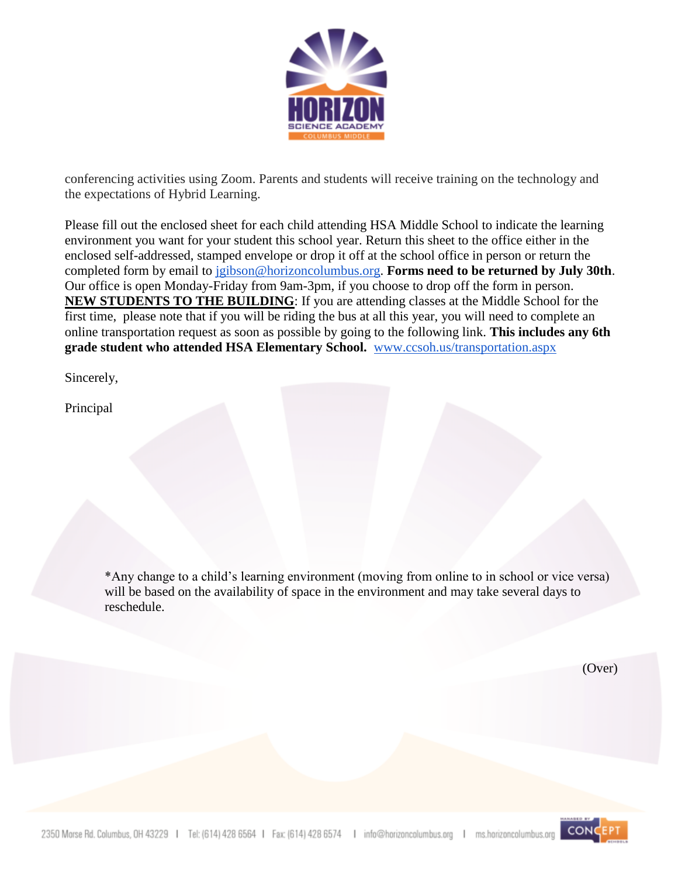conferencing activities using Zoom. Parents and students will receive training on the technology and the expectations of Hybrid Learning.

Please fill out the enclosed sheet for each child attending HSA Middle School to indicate the learning environment you want for your student this school year. Return this sheet to the office either in the enclosed self-addressed, stamped envelope or drop it off at the school office in person or return the completed form by email to jgibson@horizoncolumbus.org. **Forms need to be returned by July 30th**. Our office is open Monday-Friday from 9am-3pm, if you choose to drop off the form in person. **NEW STUDENTS TO THE BUILDING**: If you are attending classes at the Middle School for the first time, please note that if you will be riding the bus at all this year, you will need to complete an online transportation request as soon as possible by going to the following link. **This includes any 6th grade student who attended HSA Elementary School.** www.ccsoh.us/transportation.aspx

Sincerely,

Principal

*Any change to a child's learning environment (moving from online to in school or vice versa) will be based on the availability of space in the environment and may take several days to reschedule.

(Over)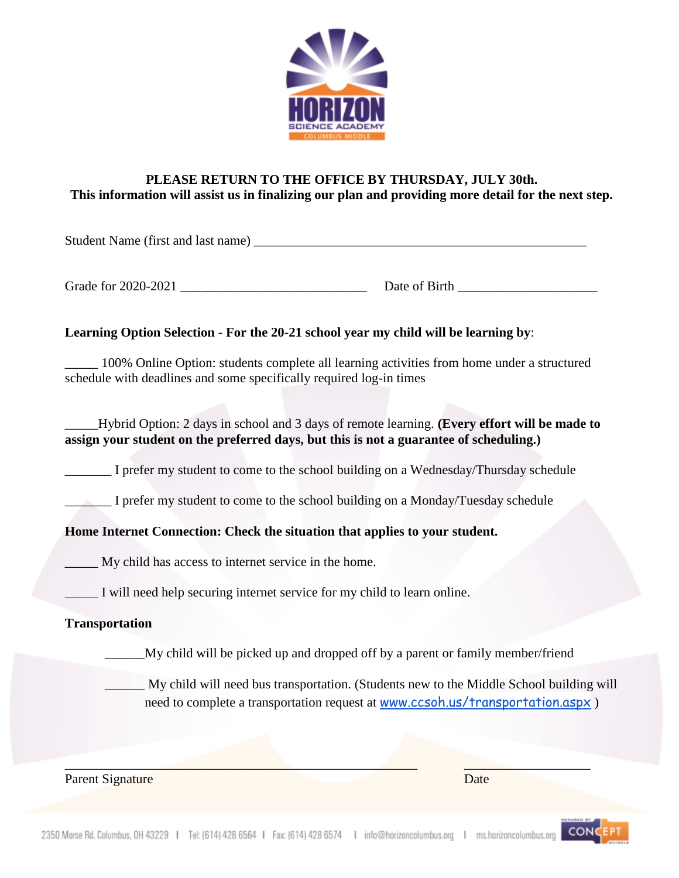**PLEASE RETURN TO THE OFFICE BY THURSDAY, JULY 30th.**
**This information will assist us in finalizing our plan and providing more detail for the next step.**

Student Name (first and last name) ___________________________________________________

Grade for 2020-2021 ___________________________ Date of Birth ____________________

**Learning Option Selection - For the 20-21 school year my child will be learning by**:

_____ 100% Online Option: students complete all learning activities from home under a structured schedule with deadlines and some specifically required log-in times

_____Hybrid Option: 2 days in school and 3 days of remote learning. **(Every effort will be made to assign your student on the preferred days, but this is not a guarantee of scheduling.)**

_______ I prefer my student to come to the school building on a Wednesday/Thursday schedule

_______ I prefer my student to come to the school building on a Monday/Tuesday schedule

**Home Internet Connection: Check the situation that applies to your student.**

_____ My child has access to internet service in the home.

_____ I will need help securing internet service for my child to learn online.

**Transportation**

______My child will be picked up and dropped off by a parent or family member/friend

______ My child will need bus transportation. (Students new to the Middle School building will need to complete a transportation request at www.ccsoh.us/transportation.aspx )

_____________________________________________________ ___________________

Parent Signature Date

2350 Morse Rd. Columbus, OH 43229 | Tel: (614) 428 6564 | Fax: (614) 428 6574 | info@horizoncolumbus.org | ms.horizoncolumbus.org